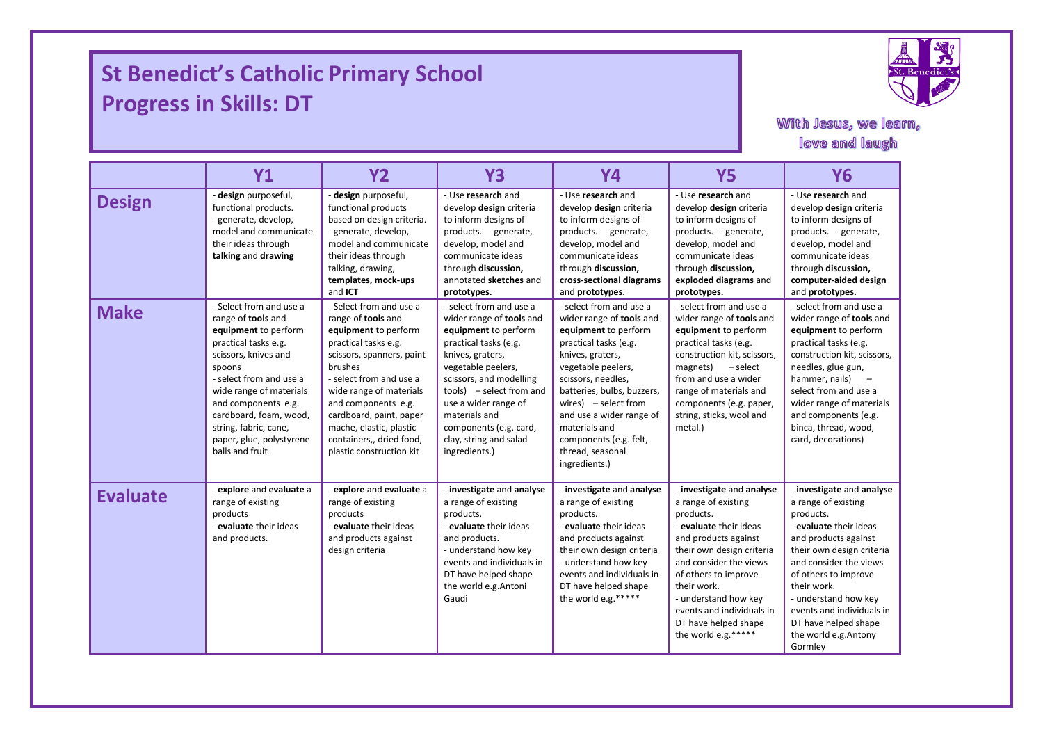# St Benedict's Catholic Primary School
# Progress in Skills: DT

With Jesus, we learn, love and laugh

| | Y1 | Y2 | Y3 | Y4 | Y5 | Y6 |
|---|---|---|---|---|---|---|
| **Design** | - **design** purposeful, functional products.<br>- generate, develop, model and communicate their ideas through **talking** and **drawing** | - **design** purposeful, functional products based on design criteria.<br>- generate, develop, model and communicate their ideas through talking, drawing, **templates, mock-ups** and **ICT** | - Use **research** and develop **design** criteria to inform designs of products. -generate, develop, model and communicate ideas through **discussion,** annotated **sketches** and **prototypes.** | - Use **research** and develop **design** criteria to inform designs of products. -generate, develop, model and communicate ideas through **discussion, cross-sectional diagrams** and **prototypes.** | - Use **research** and develop **design** criteria to inform designs of products. -generate, develop, model and communicate ideas through **discussion, exploded diagrams** and **prototypes.** | - Use **research** and develop **design** criteria to inform designs of products. -generate, develop, model and communicate ideas through **discussion, computer-aided design** and **prototypes.** |
| **Make** | - Select from and use a range of **tools** and **equipment** to perform practical tasks e.g. scissors, knives and spoons<br>- select from and use a wide range of materials and components e.g. cardboard, foam, wood, string, fabric, cane, paper, glue, polystyrene balls and fruit | - Select from and use a range of **tools** and **equipment** to perform practical tasks e.g. scissors, spanners, paint brushes<br>- select from and use a wide range of materials and components e.g. cardboard, paint, paper mache, elastic, plastic containers,, dried food, plastic construction kit | - select from and use a wider range of **tools** and **equipment** to perform practical tasks (e.g. knives, graters, vegetable peelers, scissors, and modelling tools) – select from and use a wider range of materials and components (e.g. card, clay, string and salad ingredients.) | - select from and use a wider range of **tools** and **equipment** to perform practical tasks (e.g. knives, graters, vegetable peelers, scissors, needles, batteries, bulbs, buzzers, wires) – select from and use a wider range of materials and components (e.g. felt, thread, seasonal ingredients.) | - select from and use a wider range of **tools** and **equipment** to perform practical tasks (e.g. construction kit, scissors, magnets) – select from and use a wider range of materials and components (e.g. paper, string, sticks, wool and metal.) | - select from and use a wider range of **tools** and **equipment** to perform practical tasks (e.g. construction kit, scissors, needles, glue gun, hammer, nails) – select from and use a wider range of materials and components (e.g. binca, thread, wood, card, decorations) |
| **Evaluate** | - **explore** and **evaluate** a range of existing products<br>- **evaluate** their ideas and products. | - **explore** and **evaluate** a range of existing products<br>- **evaluate** their ideas and products against design criteria | - **investigate** and **analyse** a range of existing products.<br>- **evaluate** their ideas and products.<br>- understand how key events and individuals in DT have helped shape the world e.g.Antoni Gaudi | - **investigate** and **analyse** a range of existing products.<br>- **evaluate** their ideas and products against their own design criteria<br>- understand how key events and individuals in DT have helped shape the world e.g.***** | - **investigate** and **analyse** a range of existing products.<br>- **evaluate** their ideas and products against their own design criteria and consider the views of others to improve their work.<br>- understand how key events and individuals in DT have helped shape the world e.g.***** | - **investigate** and **analyse** a range of existing products.<br>- **evaluate** their ideas and products against their own design criteria and consider the views of others to improve their work.<br>- understand how key events and individuals in DT have helped shape the world e.g.Antony Gormley |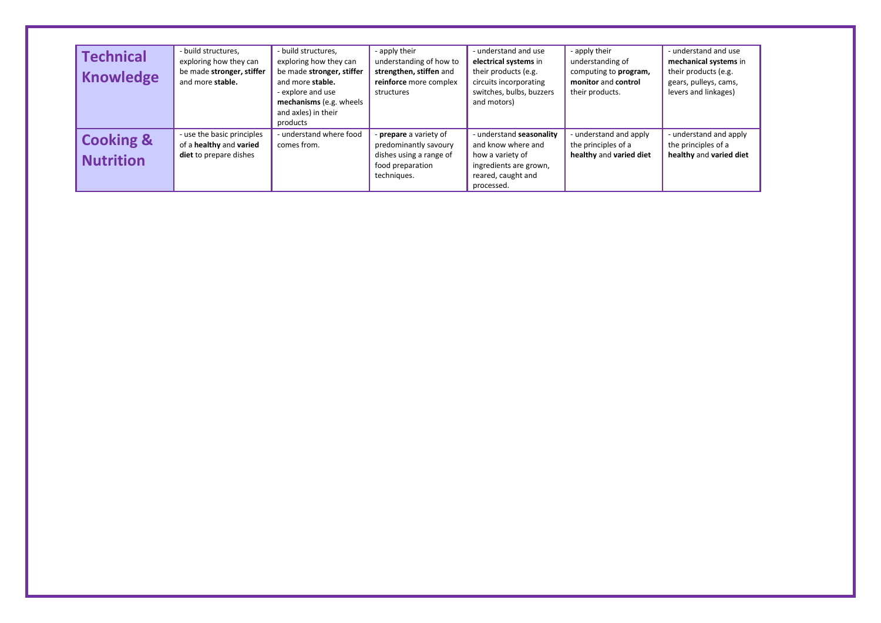| | | | | | | |
|---|---|---|---|---|---|---|
| **Technical Knowledge** | - build structures, exploring how they can be made **stronger, stiffer** and more **stable.** | - build structures, exploring how they can be made **stronger, stiffer** and more **stable.**<br>- explore and use **mechanisms** (e.g. wheels and axles) in their products | - apply their understanding of how to **strengthen, stiffen** and **reinforce** more complex structures | - understand and use **electrical systems** in their products (e.g. circuits incorporating switches, bulbs, buzzers and motors) | - apply their understanding of computing to **program, monitor** and **control** their products. | - understand and use **mechanical systems** in their products (e.g. gears, pulleys, cams, levers and linkages) |
| **Cooking & Nutrition** | - use the basic principles of a **healthy** and **varied diet** to prepare dishes | - understand where food comes from. | - **prepare** a variety of predominantly savoury dishes using a range of food preparation techniques. | - understand **seasonality** and know where and how a variety of ingredients are grown, reared, caught and processed. | - understand and apply the principles of a **healthy** and **varied diet** | - understand and apply the principles of a **healthy** and **varied diet** |